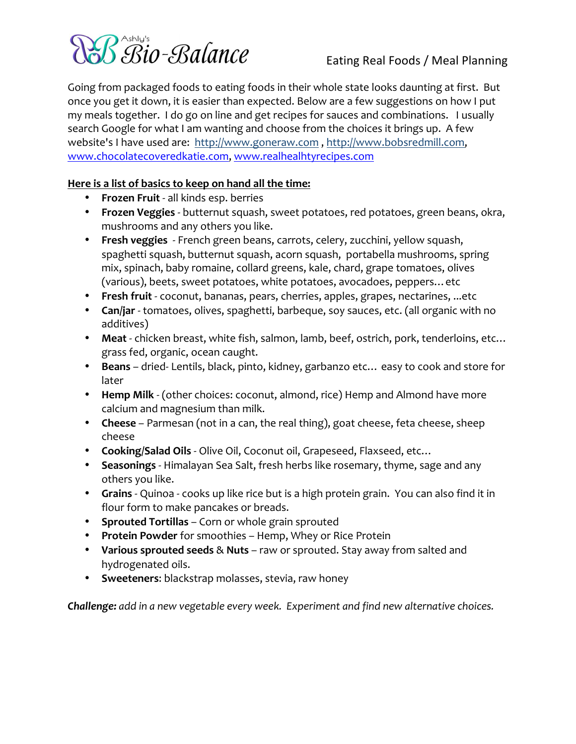Ashly's Bio-Balance

# Eating Real Foods / Meal Planning

Going from packaged foods to eating foods in their whole state looks daunting at first. But once you get it down, it is easier than expected. Below are a few suggestions on how I put my meals together. I do go on line and get recipes for sauces and combinations. I usually search Google for what I am wanting and choose from the choices it brings up. A few website's I have used are: http://www.goneraw.com , http://www.bobsredmill.com, www.chocolatecoveredkatie.com, www.realhealhtyrecipes.com

**Here is a list of basics to keep on hand all the time:**

- **Frozen Fruit** - all kinds esp. berries
- **Frozen Veggies** - butternut squash, sweet potatoes, red potatoes, green beans, okra, mushrooms and any others you like.
- **Fresh veggies** - French green beans, carrots, celery, zucchini, yellow squash, spaghetti squash, butternut squash, acorn squash, portabella mushrooms, spring mix, spinach, baby romaine, collard greens, kale, chard, grape tomatoes, olives (various), beets, sweet potatoes, white potatoes, avocadoes, peppers…etc
- **Fresh fruit** - coconut, bananas, pears, cherries, apples, grapes, nectarines, ...etc
- **Can/jar** - tomatoes, olives, spaghetti, barbeque, soy sauces, etc. (all organic with no additives)
- **Meat** - chicken breast, white fish, salmon, lamb, beef, ostrich, pork, tenderloins, etc… grass fed, organic, ocean caught.
- **Beans** – dried- Lentils, black, pinto, kidney, garbanzo etc… easy to cook and store for later
- **Hemp Milk** - (other choices: coconut, almond, rice) Hemp and Almond have more calcium and magnesium than milk.
- **Cheese** – Parmesan (not in a can, the real thing), goat cheese, feta cheese, sheep cheese
- **Cooking/Salad Oils** - Olive Oil, Coconut oil, Grapeseed, Flaxseed, etc…
- **Seasonings** - Himalayan Sea Salt, fresh herbs like rosemary, thyme, sage and any others you like.
- **Grains** - Quinoa - cooks up like rice but is a high protein grain. You can also find it in flour form to make pancakes or breads.
- **Sprouted Tortillas** – Corn or whole grain sprouted
- **Protein Powder** for smoothies – Hemp, Whey or Rice Protein
- **Various sprouted seeds** & **Nuts** – raw or sprouted. Stay away from salted and hydrogenated oils.
- **Sweeteners**: blackstrap molasses, stevia, raw honey

***Challenge:*** *add in a new vegetable every week. Experiment and find new alternative choices.*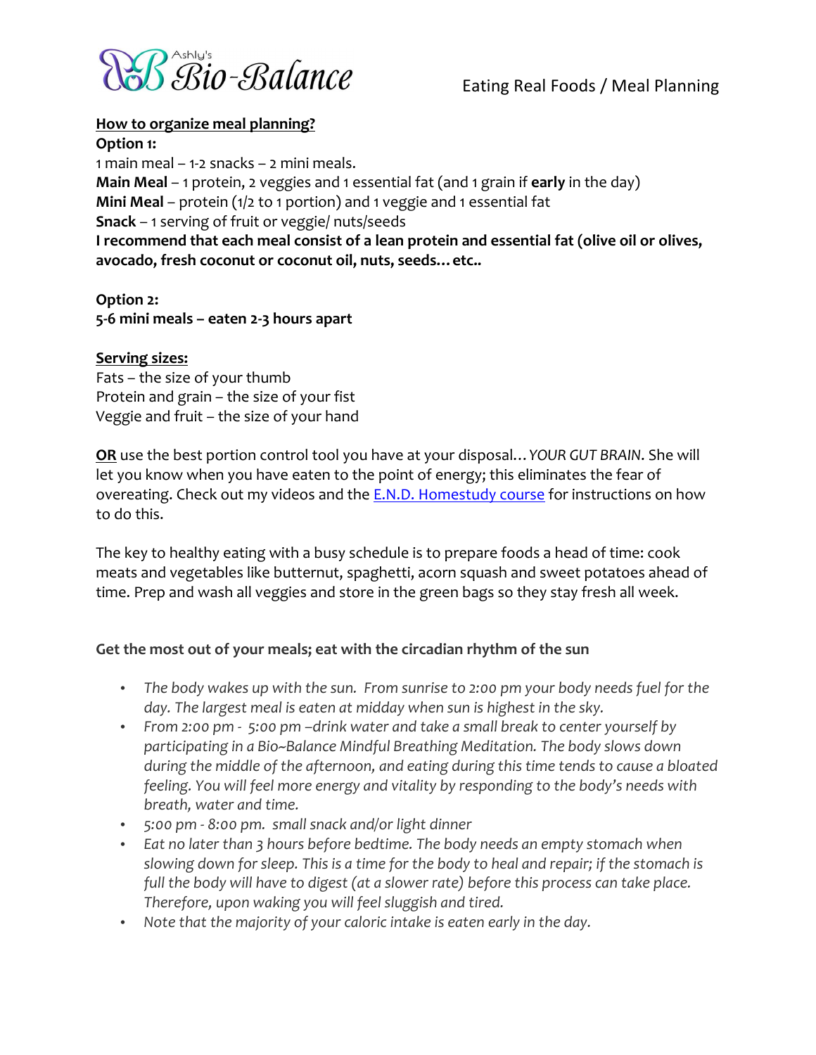**How to organize meal planning?**

**Option 1:**

1 main meal – 1-2 snacks – 2 mini meals.

**Main Meal** – 1 protein, 2 veggies and 1 essential fat (and 1 grain if **early** in the day)

**Mini Meal** – protein (1/2 to 1 portion) and 1 veggie and 1 essential fat

**Snack** – 1 serving of fruit or veggie/ nuts/seeds

**I recommend that each meal consist of a lean protein and essential fat (olive oil or olives, avocado, fresh coconut or coconut oil, nuts, seeds…etc..**

**Option 2:**

**5-6 mini meals – eaten 2-3 hours apart**

**Serving sizes:**

Fats – the size of your thumb

Protein and grain – the size of your fist

Veggie and fruit – the size of your hand

**OR** use the best portion control tool you have at your disposal…*YOUR GUT BRAIN*. She will let you know when you have eaten to the point of energy; this eliminates the fear of overeating. Check out my videos and the E.N.D. Homestudy course for instructions on how to do this.

The key to healthy eating with a busy schedule is to prepare foods a head of time: cook meats and vegetables like butternut, spaghetti, acorn squash and sweet potatoes ahead of time. Prep and wash all veggies and store in the green bags so they stay fresh all week.

**Get the most out of your meals; eat with the circadian rhythm of the sun**

- *The body wakes up with the sun. From sunrise to 2:00 pm your body needs fuel for the day. The largest meal is eaten at midday when sun is highest in the sky.*
- *From 2:00 pm - 5:00 pm –drink water and take a small break to center yourself by participating in a Bio~Balance Mindful Breathing Meditation. The body slows down during the middle of the afternoon, and eating during this time tends to cause a bloated feeling. You will feel more energy and vitality by responding to the body's needs with breath, water and time.*
- *5:00 pm - 8:00 pm. small snack and/or light dinner*
- *Eat no later than 3 hours before bedtime. The body needs an empty stomach when slowing down for sleep. This is a time for the body to heal and repair; if the stomach is full the body will have to digest (at a slower rate) before this process can take place. Therefore, upon waking you will feel sluggish and tired.*
- *Note that the majority of your caloric intake is eaten early in the day.*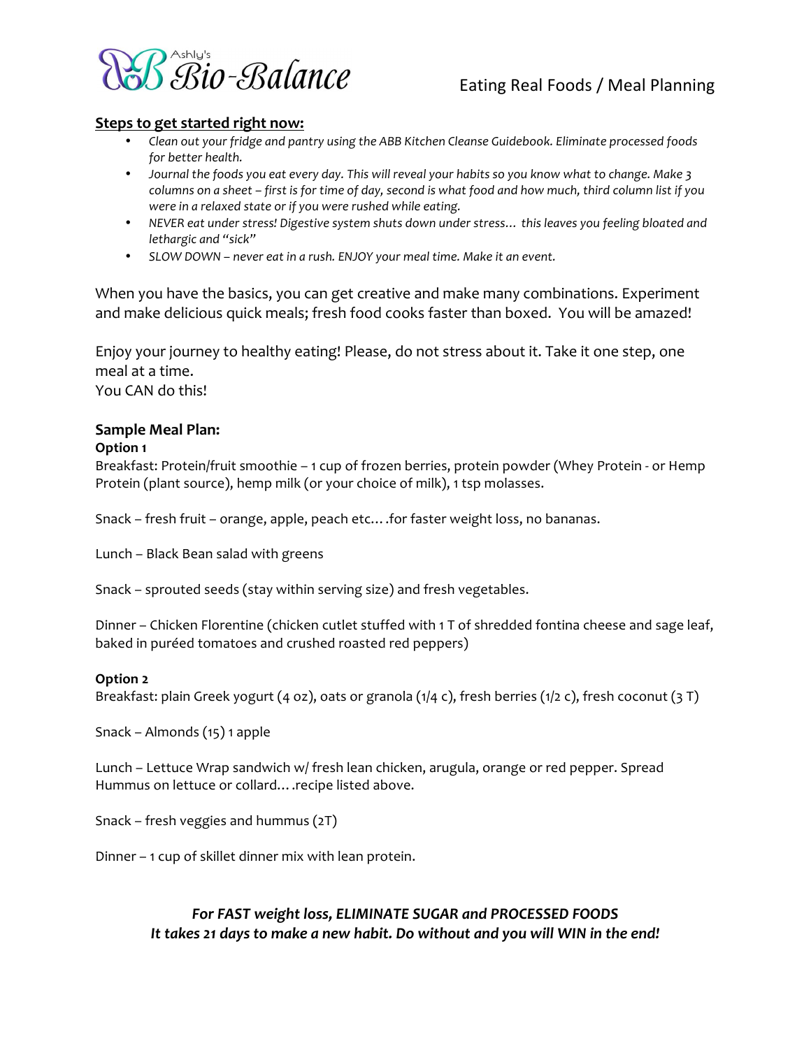**Steps to get started right now:**

- *Clean out your fridge and pantry using the ABB Kitchen Cleanse Guidebook. Eliminate processed foods for better health.*
- *Journal the foods you eat every day. This will reveal your habits so you know what to change. Make 3 columns on a sheet – first is for time of day, second is what food and how much, third column list if you were in a relaxed state or if you were rushed while eating.*
- *NEVER eat under stress! Digestive system shuts down under stress… this leaves you feeling bloated and lethargic and "sick"*
- *SLOW DOWN – never eat in a rush. ENJOY your meal time. Make it an event.*

When you have the basics, you can get creative and make many combinations. Experiment and make delicious quick meals; fresh food cooks faster than boxed. You will be amazed!

Enjoy your journey to healthy eating! Please, do not stress about it. Take it one step, one meal at a time.
You CAN do this!

### Sample Meal Plan:

**Option 1**

Breakfast: Protein/fruit smoothie – 1 cup of frozen berries, protein powder (Whey Protein - or Hemp Protein (plant source), hemp milk (or your choice of milk), 1 tsp molasses.

Snack – fresh fruit – orange, apple, peach etc….for faster weight loss, no bananas.

Lunch – Black Bean salad with greens

Snack – sprouted seeds (stay within serving size) and fresh vegetables.

Dinner – Chicken Florentine (chicken cutlet stuffed with 1 T of shredded fontina cheese and sage leaf, baked in puréed tomatoes and crushed roasted red peppers)

**Option 2**

Breakfast: plain Greek yogurt (4 oz), oats or granola (1/4 c), fresh berries (1/2 c), fresh coconut (3 T)

Snack – Almonds (15) 1 apple

Lunch – Lettuce Wrap sandwich w/ fresh lean chicken, arugula, orange or red pepper. Spread Hummus on lettuce or collard….recipe listed above.

Snack – fresh veggies and hummus (2T)

Dinner – 1 cup of skillet dinner mix with lean protein.

***For FAST weight loss, ELIMINATE SUGAR and PROCESSED FOODS***
***It takes 21 days to make a new habit. Do without and you will WIN in the end!***